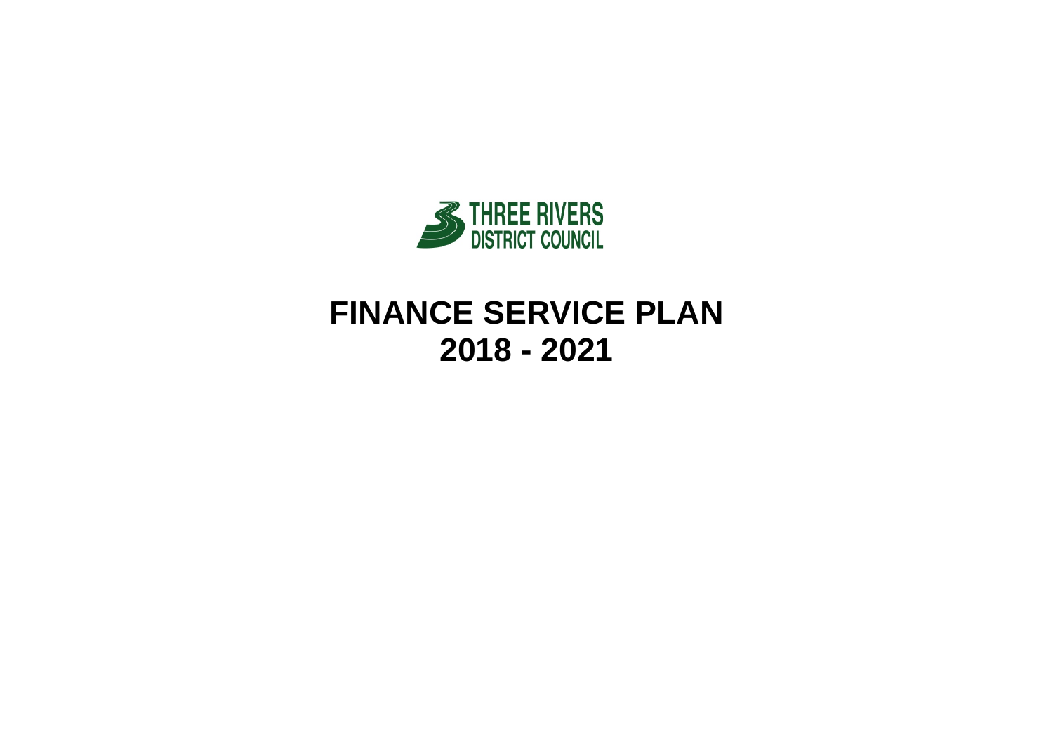THREE RIVERS
DISTRICT COUNCIL

# FINANCE SERVICE PLAN
# 2018 - 2021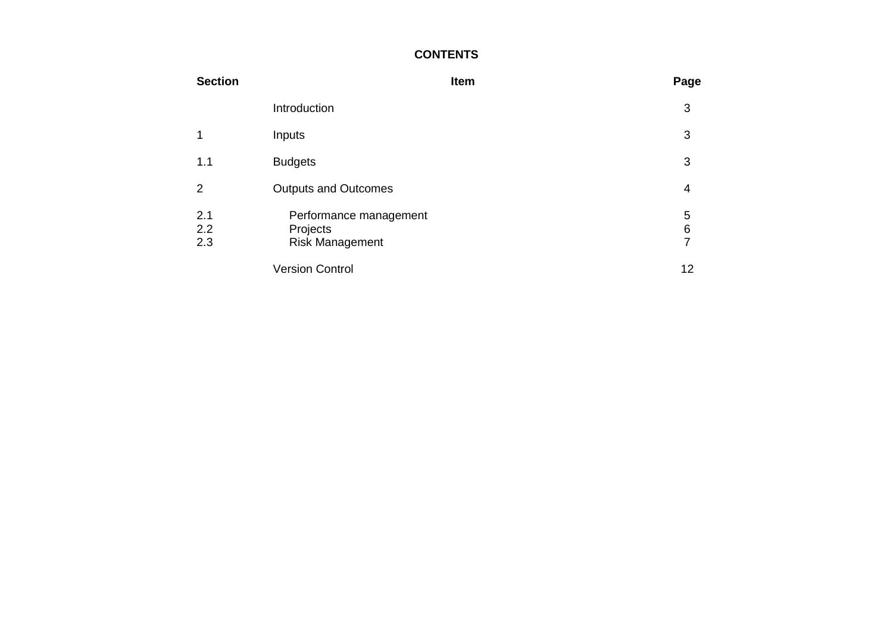**CONTENTS**

| Section | Item | Page |
|---|---|---|
| | Introduction | 3 |
| 1 | Inputs | 3 |
| 1.1 | Budgets | 3 |
| 2 | Outputs and Outcomes | 4 |
| 2.1 | Performance management | 5 |
| 2.2 | Projects | 6 |
| 2.3 | Risk Management | 7 |
| | Version Control | 12 |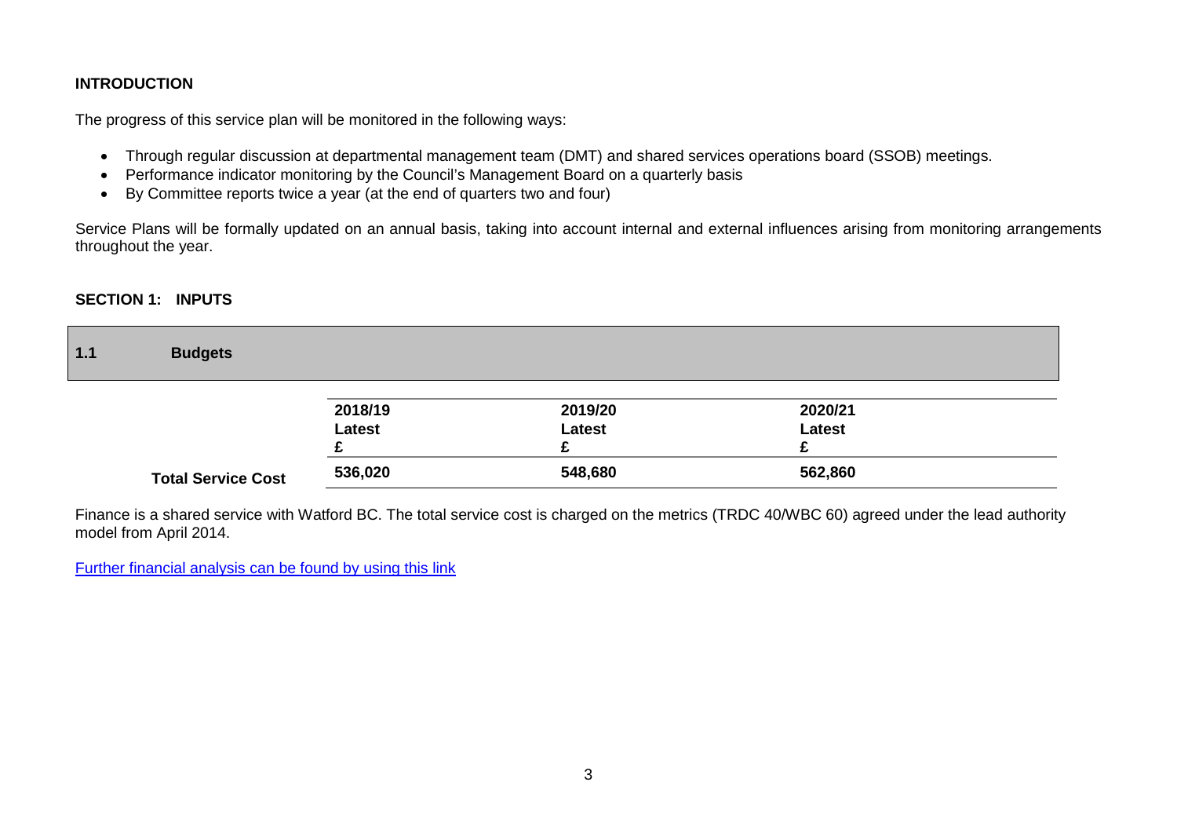**INTRODUCTION**

The progress of this service plan will be monitored in the following ways:

- Through regular discussion at departmental management team (DMT) and shared services operations board (SSOB) meetings.
- Performance indicator monitoring by the Council's Management Board on a quarterly basis
- By Committee reports twice a year (at the end of quarters two and four)

Service Plans will be formally updated on an annual basis, taking into account internal and external influences arising from monitoring arrangements throughout the year.

## SECTION 1: INPUTS

### 1.1 Budgets

| | 2018/19 Latest £ | 2019/20 Latest £ | 2020/21 Latest £ |
|---|---|---|---|
| **Total Service Cost** | **536,020** | **548,680** | **562,860** |

Finance is a shared service with Watford BC. The total service cost is charged on the metrics (TRDC 40/WBC 60) agreed under the lead authority model from April 2014.

Further financial analysis can be found by using this link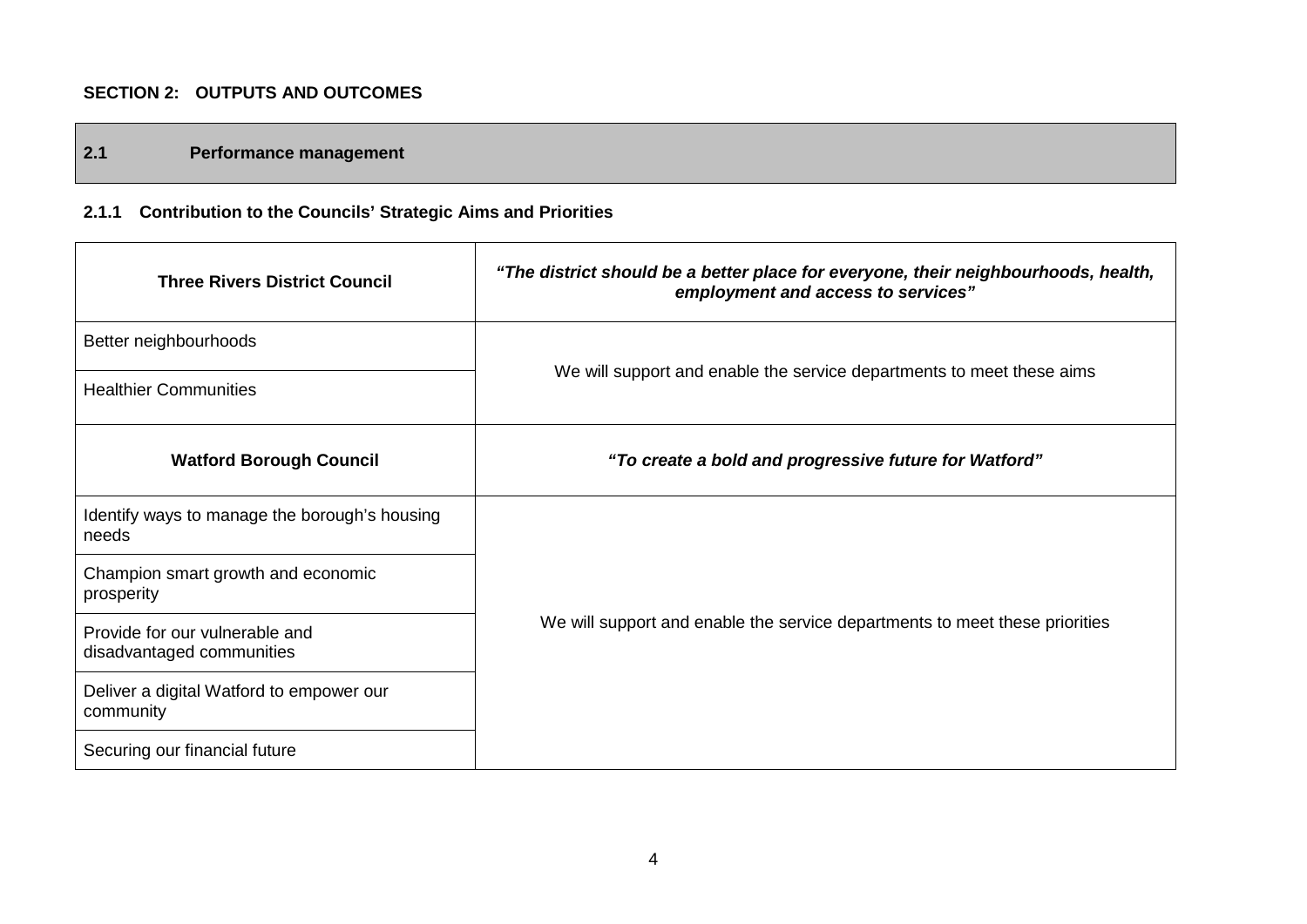**SECTION 2: OUTPUTS AND OUTCOMES**

## 2.1 Performance management

### 2.1.1 Contribution to the Councils' Strategic Aims and Priorities

| **Three Rivers District Council** | ***"The district should be a better place for everyone, their neighbourhoods, health, employment and access to services"*** |
|---|---|
| Better neighbourhoods | We will support and enable the service departments to meet these aims |
| Healthier Communities | |
| **Watford Borough Council** | ***"To create a bold and progressive future for Watford"*** |
| Identify ways to manage the borough's housing needs | We will support and enable the service departments to meet these priorities |
| Champion smart growth and economic prosperity | |
| Provide for our vulnerable and disadvantaged communities | |
| Deliver a digital Watford to empower our community | |
| Securing our financial future | |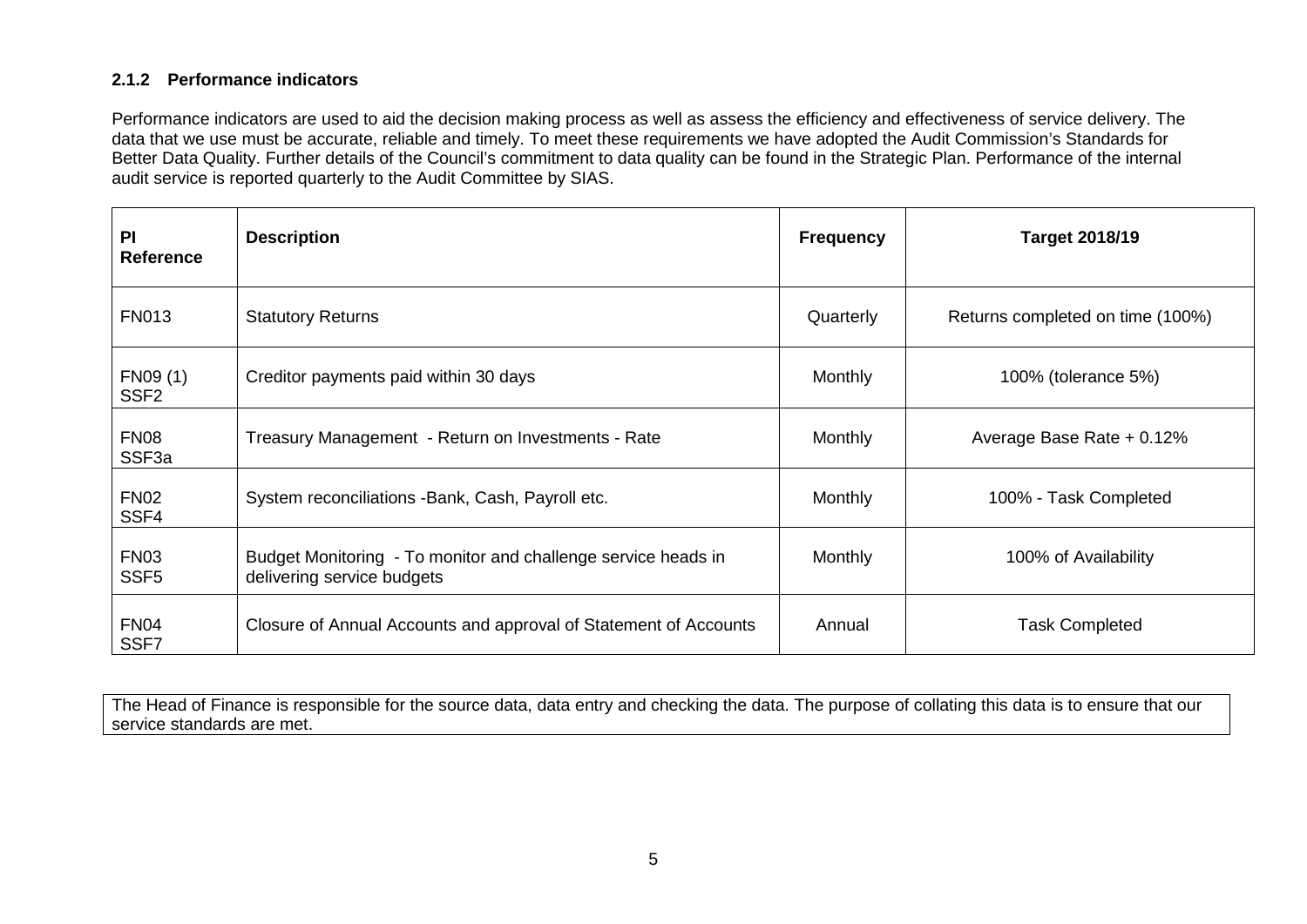### 2.1.2 Performance indicators

Performance indicators are used to aid the decision making process as well as assess the efficiency and effectiveness of service delivery. The data that we use must be accurate, reliable and timely. To meet these requirements we have adopted the Audit Commission's Standards for Better Data Quality. Further details of the Council's commitment to data quality can be found in the Strategic Plan. Performance of the internal audit service is reported quarterly to the Audit Committee by SIAS.

| PI Reference | Description | Frequency | Target 2018/19 |
|---|---|---|---|
| FN013 | Statutory Returns | Quarterly | Returns completed on time (100%) |
| FN09 (1) SSF2 | Creditor payments paid within 30 days | Monthly | 100% (tolerance 5%) |
| FN08 SSF3a | Treasury Management - Return on Investments - Rate | Monthly | Average Base Rate + 0.12% |
| FN02 SSF4 | System reconciliations -Bank, Cash, Payroll etc. | Monthly | 100% - Task Completed |
| FN03 SSF5 | Budget Monitoring - To monitor and challenge service heads in delivering service budgets | Monthly | 100% of Availability |
| FN04 SSF7 | Closure of Annual Accounts and approval of Statement of Accounts | Annual | Task Completed |

The Head of Finance is responsible for the source data, data entry and checking the data. The purpose of collating this data is to ensure that our service standards are met.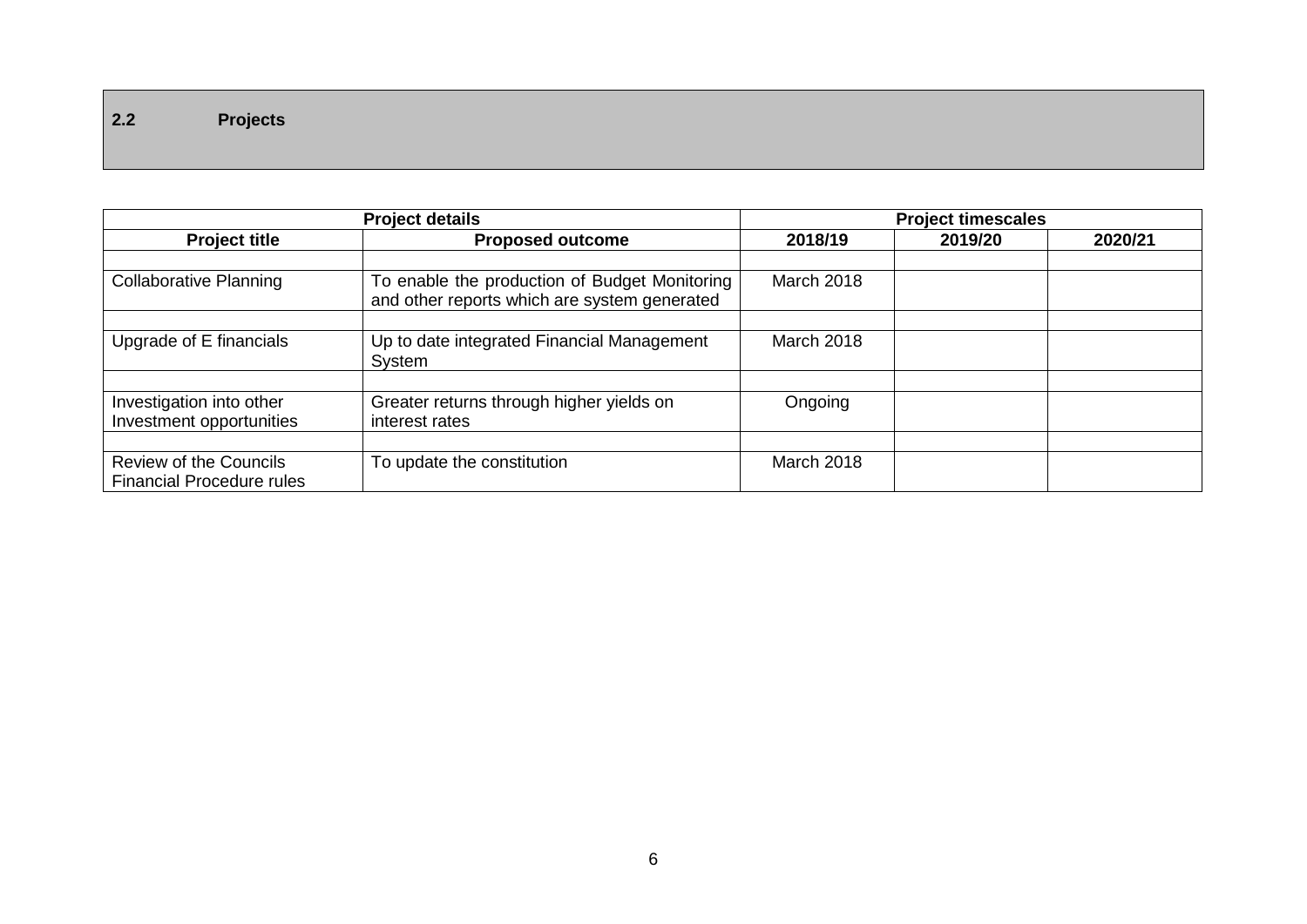## 2.2 Projects

| Project details | | Project timescales | | |
|---|---|---|---|---|
| **Project title** | **Proposed outcome** | **2018/19** | **2019/20** | **2020/21** |
| | | | | |
| Collaborative Planning | To enable the production of Budget Monitoring and other reports which are system generated | March 2018 | | |
| | | | | |
| Upgrade of E financials | Up to date integrated Financial Management System | March 2018 | | |
| | | | | |
| Investigation into other Investment opportunities | Greater returns through higher yields on interest rates | Ongoing | | |
| | | | | |
| Review of the Councils Financial Procedure rules | To update the constitution | March 2018 | | |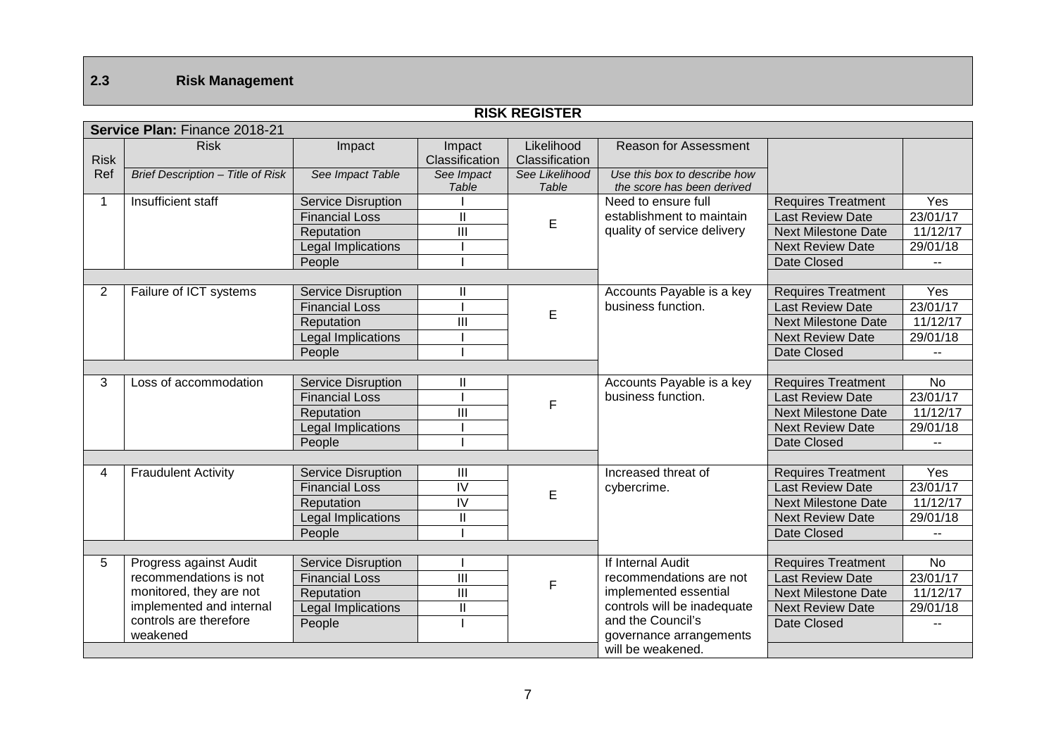## 2.3 Risk Management

**RISK REGISTER**

**Service Plan:** Finance 2018-21

| Risk Ref | Risk<br>*Brief Description – Title of Risk* | Impact<br>*See Impact Table* | Impact Classification<br>*See Impact Table* | Likelihood Classification<br>*See Likelihood Table* | Reason for Assessment<br>*Use this box to describe how the score has been derived* | | |
|---|---|---|---|---|---|---|---|
| 1 | Insufficient staff | Service Disruption | I | E | Need to ensure full establishment to maintain quality of service delivery | Requires Treatment | Yes |
| | | Financial Loss | II | | | Last Review Date | 23/01/17 |
| | | Reputation | III | | | Next Milestone Date | 11/12/17 |
| | | Legal Implications | I | | | Next Review Date | 29/01/18 |
| | | People | I | | | Date Closed | -- |
| 2 | Failure of ICT systems | Service Disruption | II | E | Accounts Payable is a key business function. | Requires Treatment | Yes |
| | | Financial Loss | I | | | Last Review Date | 23/01/17 |
| | | Reputation | III | | | Next Milestone Date | 11/12/17 |
| | | Legal Implications | I | | | Next Review Date | 29/01/18 |
| | | People | I | | | Date Closed | -- |
| 3 | Loss of accommodation | Service Disruption | II | F | Accounts Payable is a key business function. | Requires Treatment | No |
| | | Financial Loss | I | | | Last Review Date | 23/01/17 |
| | | Reputation | III | | | Next Milestone Date | 11/12/17 |
| | | Legal Implications | I | | | Next Review Date | 29/01/18 |
| | | People | I | | | Date Closed | -- |
| 4 | Fraudulent Activity | Service Disruption | III | E | Increased threat of cybercrime. | Requires Treatment | Yes |
| | | Financial Loss | IV | | | Last Review Date | 23/01/17 |
| | | Reputation | IV | | | Next Milestone Date | 11/12/17 |
| | | Legal Implications | II | | | Next Review Date | 29/01/18 |
| | | People | I | | | Date Closed | -- |
| 5 | Progress against Audit recommendations is not monitored, they are not implemented and internal controls are therefore weakened | Service Disruption | I | F | If Internal Audit recommendations are not implemented essential controls will be inadequate and the Council's governance arrangements will be weakened. | Requires Treatment | No |
| | | Financial Loss | III | | | Last Review Date | 23/01/17 |
| | | Reputation | III | | | Next Milestone Date | 11/12/17 |
| | | Legal Implications | II | | | Next Review Date | 29/01/18 |
| | | People | I | | | Date Closed | -- |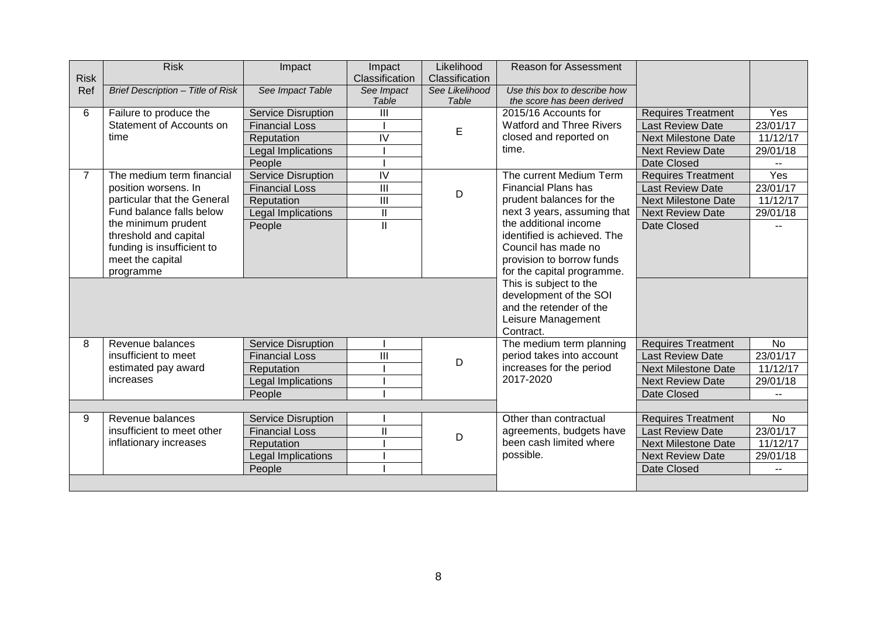| Risk Ref | Risk | Impact | Impact Classification | Likelihood Classification | Reason for Assessment | | |
|---|---|---|---|---|---|---|---|
| | *Brief Description – Title of Risk* | *See Impact Table* | *See Impact Table* | *See Likelihood Table* | *Use this box to describe how the score has been derived* | | |
| 6 | Failure to produce the Statement of Accounts on time | Service Disruption | III | E | 2015/16 Accounts for Watford and Three Rivers closed and reported on time. | Requires Treatment | Yes |
| | | Financial Loss | I | | | Last Review Date | 23/01/17 |
| | | Reputation | IV | | | Next Milestone Date | 11/12/17 |
| | | Legal Implications | I | | | Next Review Date | 29/01/18 |
| | | People | I | | | Date Closed | -- |
| 7 | The medium term financial position worsens. In particular that the General Fund balance falls below the minimum prudent threshold and capital funding is insufficient to meet the capital programme | Service Disruption | IV | D | The current Medium Term Financial Plans has prudent balances for the next 3 years, assuming that the additional income identified is achieved. The Council has made no provision to borrow funds for the capital programme. This is subject to the development of the SOI and the retender of the Leisure Management Contract. | Requires Treatment | Yes |
| | | Financial Loss | III | | | Last Review Date | 23/01/17 |
| | | Reputation | III | | | Next Milestone Date | 11/12/17 |
| | | Legal Implications | II | | | Next Review Date | 29/01/18 |
| | | People | II | | | Date Closed | -- |
| 8 | Revenue balances insufficient to meet estimated pay award increases | Service Disruption | I | D | The medium term planning period takes into account increases for the period 2017-2020 | Requires Treatment | No |
| | | Financial Loss | III | | | Last Review Date | 23/01/17 |
| | | Reputation | I | | | Next Milestone Date | 11/12/17 |
| | | Legal Implications | I | | | Next Review Date | 29/01/18 |
| | | People | I | | | Date Closed | -- |
| 9 | Revenue balances insufficient to meet other inflationary increases | Service Disruption | I | D | Other than contractual agreements, budgets have been cash limited where possible. | Requires Treatment | No |
| | | Financial Loss | II | | | Last Review Date | 23/01/17 |
| | | Reputation | I | | | Next Milestone Date | 11/12/17 |
| | | Legal Implications | I | | | Next Review Date | 29/01/18 |
| | | People | I | | | Date Closed | -- |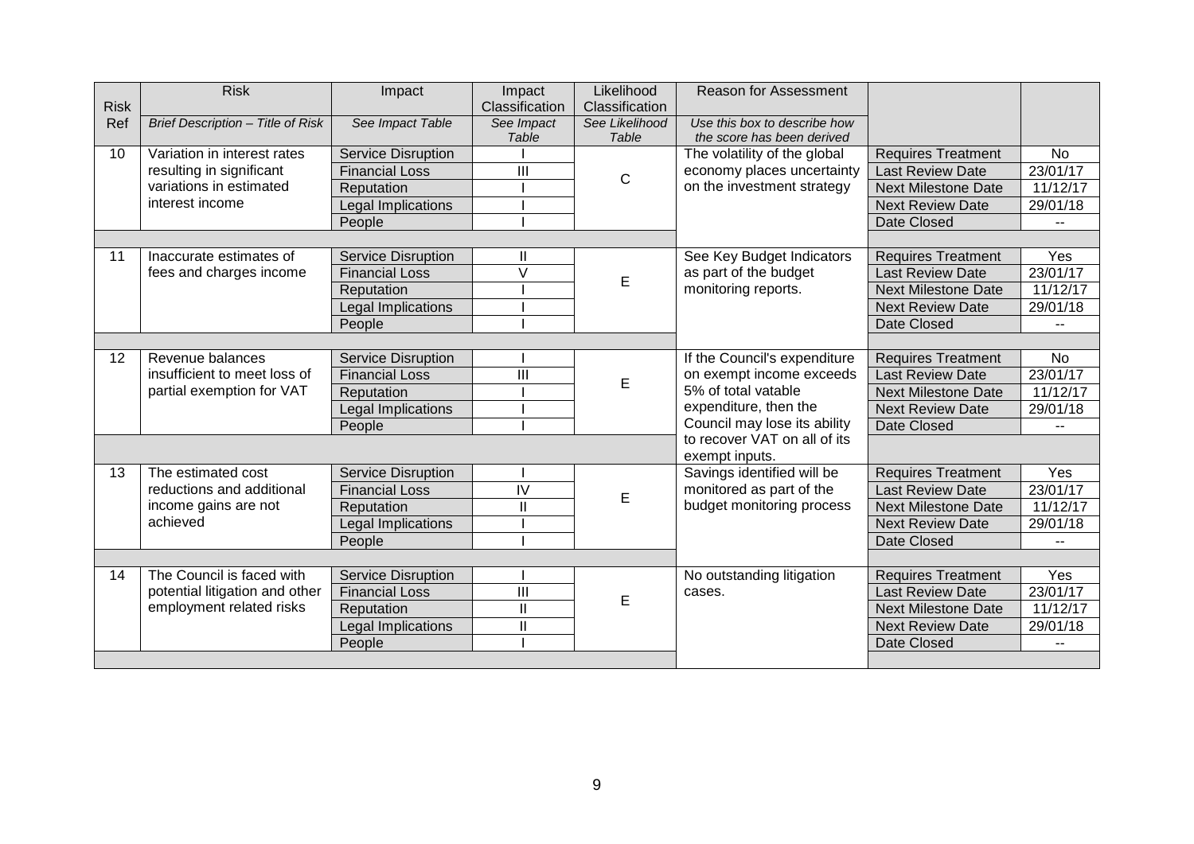| Risk Ref | Risk | Impact | Impact Classification | Likelihood Classification | Reason for Assessment | | |
|---|---|---|---|---|---|---|---|
| | *Brief Description – Title of Risk* | *See Impact Table* | *See Impact Table* | *See Likelihood Table* | *Use this box to describe how the score has been derived* | | |
| 10 | Variation in interest rates resulting in significant variations in estimated interest income | Service Disruption | I | C | The volatility of the global economy places uncertainty on the investment strategy | Requires Treatment | No |
| | | Financial Loss | III | | | Last Review Date | 23/01/17 |
| | | Reputation | I | | | Next Milestone Date | 11/12/17 |
| | | Legal Implications | I | | | Next Review Date | 29/01/18 |
| | | People | I | | | Date Closed | -- |
| 11 | Inaccurate estimates of fees and charges income | Service Disruption | II | E | See Key Budget Indicators as part of the budget monitoring reports. | Requires Treatment | Yes |
| | | Financial Loss | V | | | Last Review Date | 23/01/17 |
| | | Reputation | I | | | Next Milestone Date | 11/12/17 |
| | | Legal Implications | I | | | Next Review Date | 29/01/18 |
| | | People | I | | | Date Closed | -- |
| 12 | Revenue balances insufficient to meet loss of partial exemption for VAT | Service Disruption | I | E | If the Council's expenditure on exempt income exceeds 5% of total vatable expenditure, then the Council may lose its ability to recover VAT on all of its exempt inputs. | Requires Treatment | No |
| | | Financial Loss | III | | | Last Review Date | 23/01/17 |
| | | Reputation | I | | | Next Milestone Date | 11/12/17 |
| | | Legal Implications | I | | | Next Review Date | 29/01/18 |
| | | People | I | | | Date Closed | -- |
| 13 | The estimated cost reductions and additional income gains are not achieved | Service Disruption | I | E | Savings identified will be monitored as part of the budget monitoring process | Requires Treatment | Yes |
| | | Financial Loss | IV | | | Last Review Date | 23/01/17 |
| | | Reputation | II | | | Next Milestone Date | 11/12/17 |
| | | Legal Implications | I | | | Next Review Date | 29/01/18 |
| | | People | I | | | Date Closed | -- |
| 14 | The Council is faced with potential litigation and other employment related risks | Service Disruption | I | E | No outstanding litigation cases. | Requires Treatment | Yes |
| | | Financial Loss | III | | | Last Review Date | 23/01/17 |
| | | Reputation | II | | | Next Milestone Date | 11/12/17 |
| | | Legal Implications | II | | | Next Review Date | 29/01/18 |
| | | People | I | | | Date Closed | -- |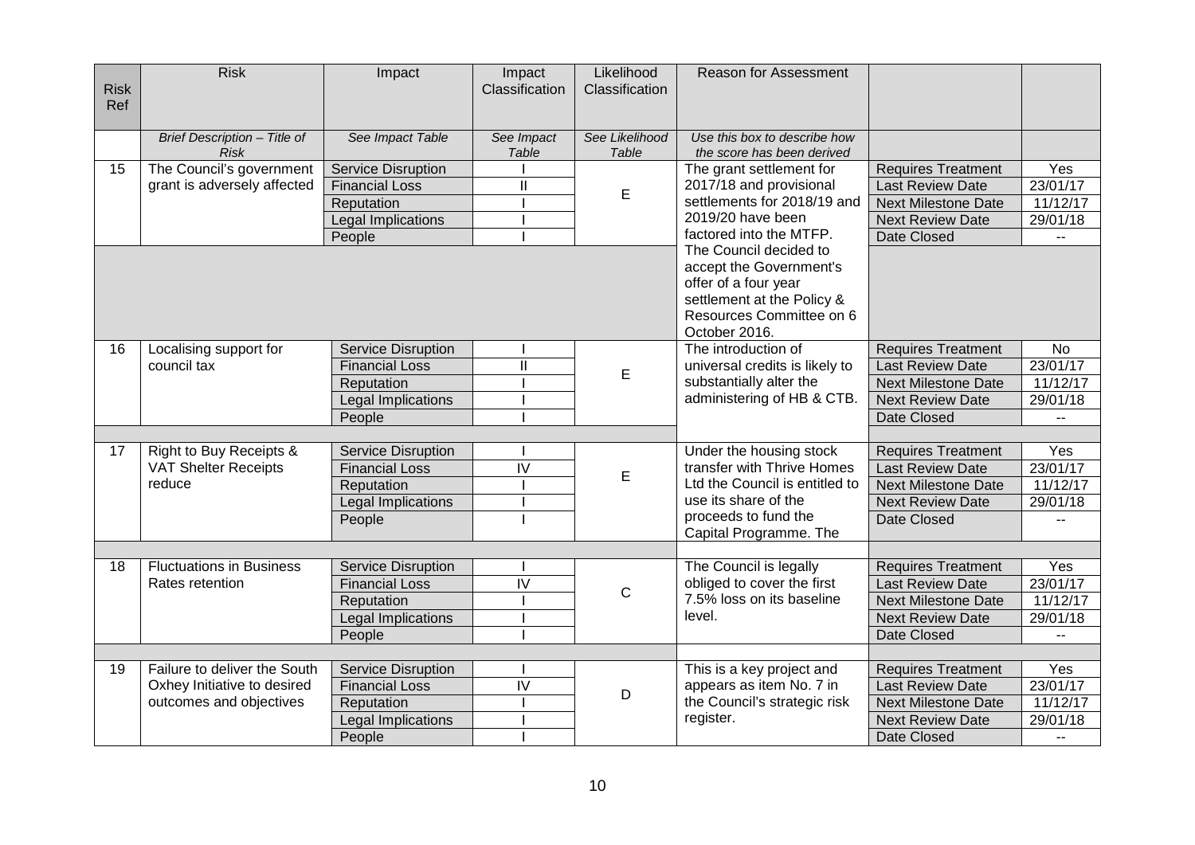| Risk Ref | Risk | Impact | Impact Classification | Likelihood Classification | Reason for Assessment | | |
|---|---|---|---|---|---|---|---|
| | *Brief Description – Title of Risk* | *See Impact Table* | *See Impact Table* | *See Likelihood Table* | *Use this box to describe how the score has been derived* | | |
| 15 | The Council's government grant is adversely affected | Service Disruption | I | E | The grant settlement for 2017/18 and provisional settlements for 2018/19 and 2019/20 have been factored into the MTFP. The Council decided to accept the Government's offer of a four year settlement at the Policy & Resources Committee on 6 October 2016. | Requires Treatment | Yes |
| | | Financial Loss | II | | | Last Review Date | 23/01/17 |
| | | Reputation | I | | | Next Milestone Date | 11/12/17 |
| | | Legal Implications | I | | | Next Review Date | 29/01/18 |
| | | People | I | | | Date Closed | -- |
| 16 | Localising support for council tax | Service Disruption | I | E | The introduction of universal credits is likely to substantially alter the administering of HB & CTB. | Requires Treatment | No |
| | | Financial Loss | II | | | Last Review Date | 23/01/17 |
| | | Reputation | I | | | Next Milestone Date | 11/12/17 |
| | | Legal Implications | I | | | Next Review Date | 29/01/18 |
| | | People | I | | | Date Closed | -- |
| 17 | Right to Buy Receipts & VAT Shelter Receipts reduce | Service Disruption | I | E | Under the housing stock transfer with Thrive Homes Ltd the Council is entitled to use its share of the proceeds to fund the Capital Programme. The | Requires Treatment | Yes |
| | | Financial Loss | IV | | | Last Review Date | 23/01/17 |
| | | Reputation | I | | | Next Milestone Date | 11/12/17 |
| | | Legal Implications | I | | | Next Review Date | 29/01/18 |
| | | People | I | | | Date Closed | -- |
| 18 | Fluctuations in Business Rates retention | Service Disruption | I | C | The Council is legally obliged to cover the first 7.5% loss on its baseline level. | Requires Treatment | Yes |
| | | Financial Loss | IV | | | Last Review Date | 23/01/17 |
| | | Reputation | I | | | Next Milestone Date | 11/12/17 |
| | | Legal Implications | I | | | Next Review Date | 29/01/18 |
| | | People | I | | | Date Closed | -- |
| 19 | Failure to deliver the South Oxhey Initiative to desired outcomes and objectives | Service Disruption | I | D | This is a key project and appears as item No. 7 in the Council's strategic risk register. | Requires Treatment | Yes |
| | | Financial Loss | IV | | | Last Review Date | 23/01/17 |
| | | Reputation | I | | | Next Milestone Date | 11/12/17 |
| | | Legal Implications | I | | | Next Review Date | 29/01/18 |
| | | People | I | | | Date Closed | -- |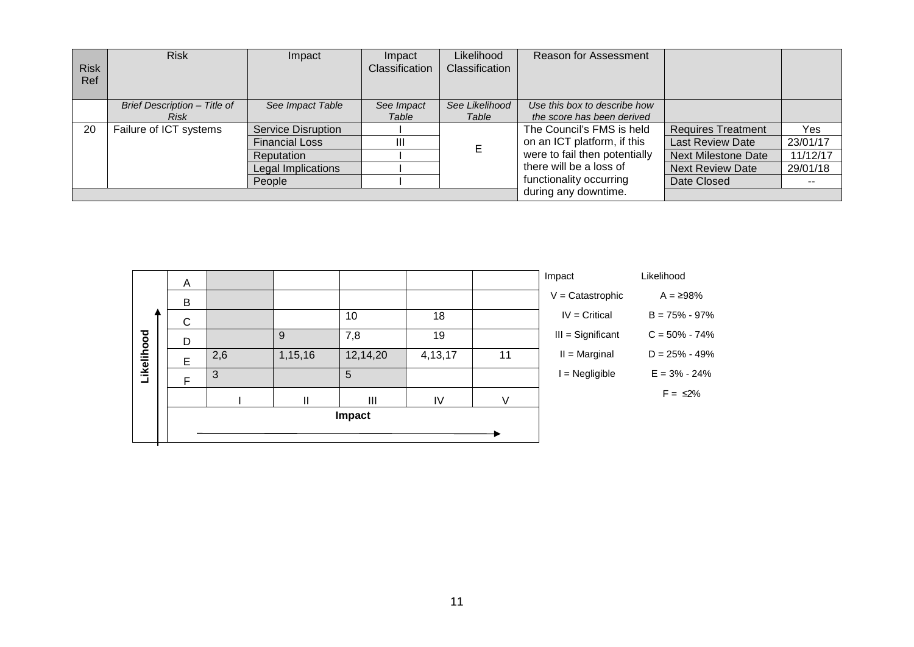| Risk Ref | Risk | Impact | Impact Classification | Likelihood Classification | Reason for Assessment | | |
|---|---|---|---|---|---|---|---|
| | *Brief Description – Title of Risk* | *See Impact Table* | *See Impact Table* | *See Likelihood Table* | *Use this box to describe how the score has been derived* | | |
| 20 | Failure of ICT systems | Service Disruption | I | E | The Council's FMS is held on an ICT platform, if this were to fail then potentially there will be a loss of functionality occurring during any downtime. | Requires Treatment | Yes |
| | | Financial Loss | III | | | Last Review Date | 23/01/17 |
| | | Reputation | I | | | Next Milestone Date | 11/12/17 |
| | | Legal Implications | I | | | Next Review Date | 29/01/18 |
| | | People | I | | | Date Closed | -- |

| Likelihood | I | II | III | IV | V |
|---|---|---|---|---|---|
| A | | | | | |
| B | | | | | |
| C | | | 10 | 18 | |
| D | | 9 | 7,8 | 19 | |
| E | 2,6 | 1,15,16 | 12,14,20 | 4,13,17 | 11 |
| F | 3 | | 5 | | |

Impact →

| Impact | Likelihood |
|---|---|
| V = Catastrophic | A = ≥98% |
| IV = Critical | B = 75% - 97% |
| III = Significant | C = 50% - 74% |
| II = Marginal | D = 25% - 49% |
| I = Negligible | E = 3% - 24% |
| | F = ≤2% |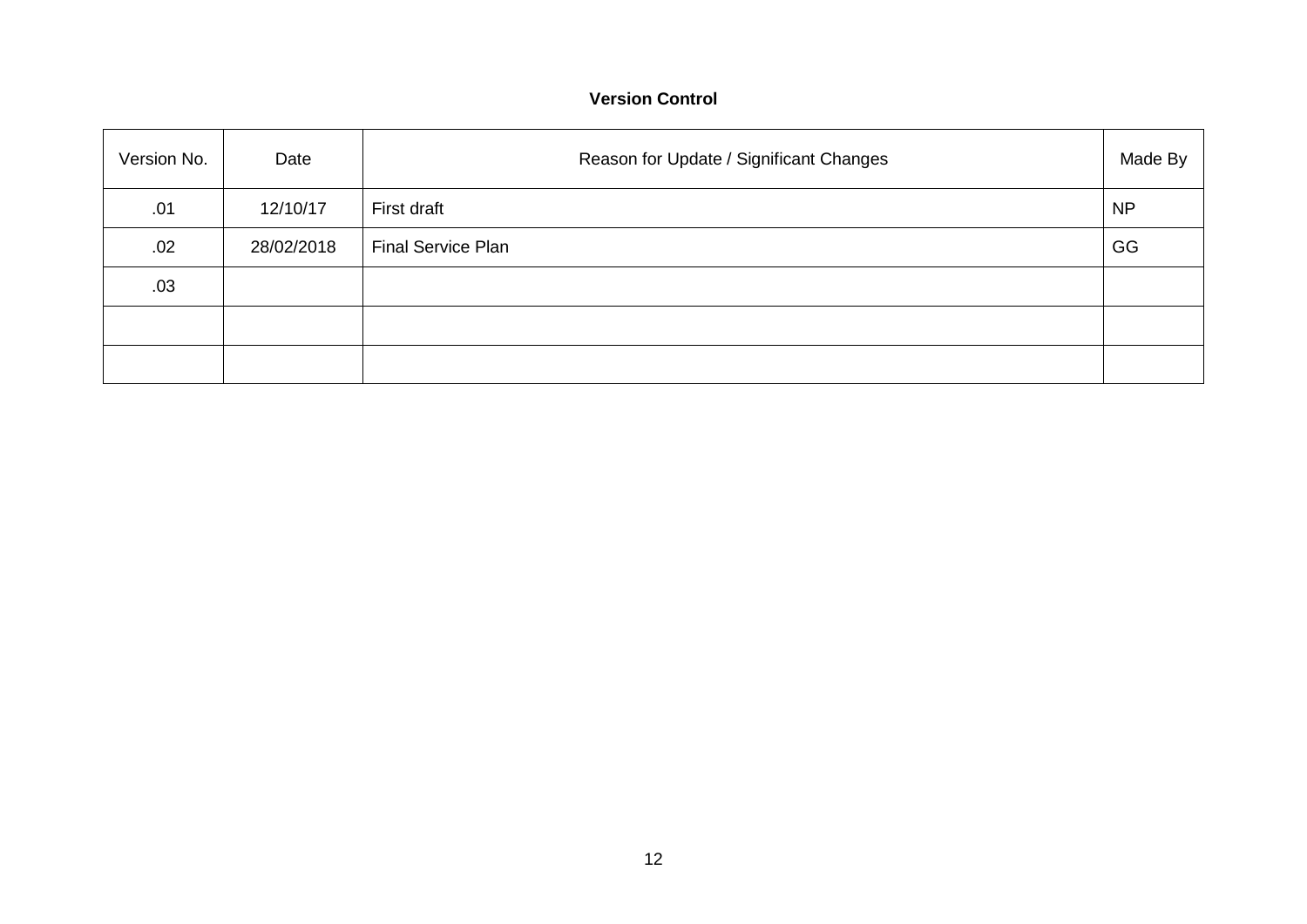**Version Control**

| Version No. | Date | Reason for Update / Significant Changes | Made By |
|---|---|---|---|
| .01 | 12/10/17 | First draft | NP |
| .02 | 28/02/2018 | Final Service Plan | GG |
| .03 | | | |
| | | | |
| | | | |